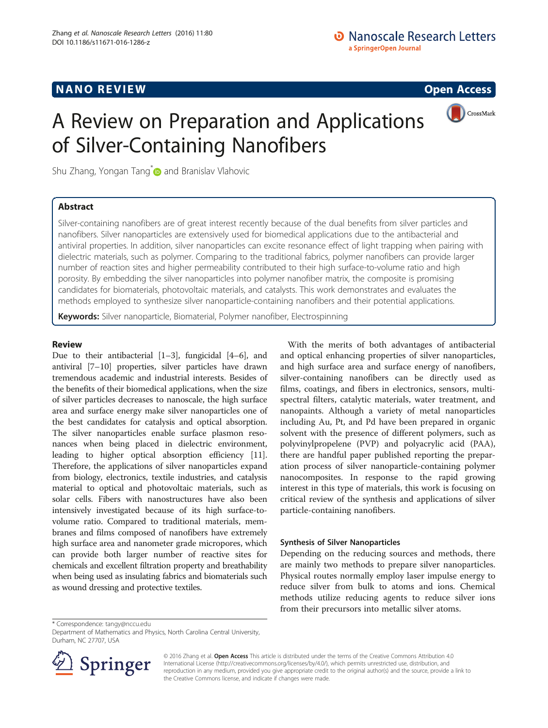NANO REVIEW

Open Access

# A Review on Preparation and Applications of Silver-Containing Nanofibers

Shu Zhang, Yongan Tang* and Branislav Vlahovic

## Abstract

Silver-containing nanofibers are of great interest recently because of the dual benefits from silver particles and nanofibers. Silver nanoparticles are extensively used for biomedical applications due to the antibacterial and antiviral properties. In addition, silver nanoparticles can excite resonance effect of light trapping when pairing with dielectric materials, such as polymer. Comparing to the traditional fabrics, polymer nanofibers can provide larger number of reaction sites and higher permeability contributed to their high surface-to-volume ratio and high porosity. By embedding the silver nanoparticles into polymer nanofiber matrix, the composite is promising candidates for biomaterials, photovoltaic materials, and catalysts. This work demonstrates and evaluates the methods employed to synthesize silver nanoparticle-containing nanofibers and their potential applications.

**Keywords:** Silver nanoparticle, Biomaterial, Polymer nanofiber, Electrospinning

## Review

Due to their antibacterial [1–3], fungicidal [4–6], and antiviral [7–10] properties, silver particles have drawn tremendous academic and industrial interests. Besides of the benefits of their biomedical applications, when the size of silver particles decreases to nanoscale, the high surface area and surface energy make silver nanoparticles one of the best candidates for catalysis and optical absorption. The silver nanoparticles enable surface plasmon resonances when being placed in dielectric environment, leading to higher optical absorption efficiency [11]. Therefore, the applications of silver nanoparticles expand from biology, electronics, textile industries, and catalysis material to optical and photovoltaic materials, such as solar cells. Fibers with nanostructures have also been intensively investigated because of its high surface-to-volume ratio. Compared to traditional materials, membranes and films composed of nanofibers have extremely high surface area and nanometer grade micropores, which can provide both larger number of reactive sites for chemicals and excellent filtration property and breathability when being used as insulating fabrics and biomaterials such as wound dressing and protective textiles.

With the merits of both advantages of antibacterial and optical enhancing properties of silver nanoparticles, and high surface area and surface energy of nanofibers, silver-containing nanofibers can be directly used as films, coatings, and fibers in electronics, sensors, multi-spectral filters, catalytic materials, water treatment, and nanopaints. Although a variety of metal nanoparticles including Au, Pt, and Pd have been prepared in organic solvent with the presence of different polymers, such as polyvinylpropelene (PVP) and polyacrylic acid (PAA), there are handful paper published reporting the preparation process of silver nanoparticle-containing polymer nanocomposites. In response to the rapid growing interest in this type of materials, this work is focusing on critical review of the synthesis and applications of silver particle-containing nanofibers.

### Synthesis of Silver Nanoparticles

Depending on the reducing sources and methods, there are mainly two methods to prepare silver nanoparticles. Physical routes normally employ laser impulse energy to reduce silver from bulk to atoms and ions. Chemical methods utilize reducing agents to reduce silver ions from their precursors into metallic silver atoms.

\* Correspondence: tangy@nccu.edu
Department of Mathematics and Physics, North Carolina Central University, Durham, NC 27707, USA

© 2016 Zhang et al. **Open Access** This article is distributed under the terms of the Creative Commons Attribution 4.0 International License (http://creativecommons.org/licenses/by/4.0/), which permits unrestricted use, distribution, and reproduction in any medium, provided you give appropriate credit to the original author(s) and the source, provide a link to the Creative Commons license, and indicate if changes were made.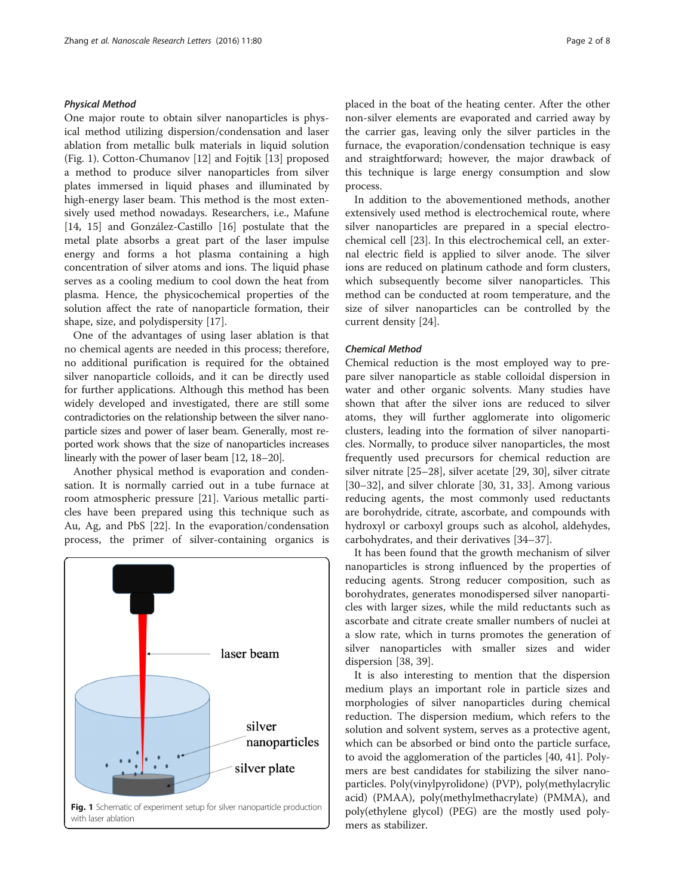### *Physical Method*

One major route to obtain silver nanoparticles is physical method utilizing dispersion/condensation and laser ablation from metallic bulk materials in liquid solution (Fig. 1). Cotton-Chumanov [12] and Fojtik [13] proposed a method to produce silver nanoparticles from silver plates immersed in liquid phases and illuminated by high-energy laser beam. This method is the most extensively used method nowadays. Researchers, i.e., Mafune [14, 15] and González-Castillo [16] postulate that the metal plate absorbs a great part of the laser impulse energy and forms a hot plasma containing a high concentration of silver atoms and ions. The liquid phase serves as a cooling medium to cool down the heat from plasma. Hence, the physicochemical properties of the solution affect the rate of nanoparticle formation, their shape, size, and polydispersity [17].

One of the advantages of using laser ablation is that no chemical agents are needed in this process; therefore, no additional purification is required for the obtained silver nanoparticle colloids, and it can be directly used for further applications. Although this method has been widely developed and investigated, there are still some contradictories on the relationship between the silver nanoparticle sizes and power of laser beam. Generally, most reported work shows that the size of nanoparticles increases linearly with the power of laser beam [12, 18–20].

Another physical method is evaporation and condensation. It is normally carried out in a tube furnace at room atmospheric pressure [21]. Various metallic particles have been prepared using this technique such as Au, Ag, and PbS [22]. In the evaporation/condensation process, the primer of silver-containing organics is placed in the boat of the heating center. After the other non-silver elements are evaporated and carried away by the carrier gas, leaving only the silver particles in the furnace, the evaporation/condensation technique is easy and straightforward; however, the major drawback of this technique is large energy consumption and slow process.

**Fig. 1** Schematic of experiment setup for silver nanoparticle production with laser ablation

In addition to the abovementioned methods, another extensively used method is electrochemical route, where silver nanoparticles are prepared in a special electrochemical cell [23]. In this electrochemical cell, an external electric field is applied to silver anode. The silver ions are reduced on platinum cathode and form clusters, which subsequently become silver nanoparticles. This method can be conducted at room temperature, and the size of silver nanoparticles can be controlled by the current density [24].

### *Chemical Method*

Chemical reduction is the most employed way to prepare silver nanoparticle as stable colloidal dispersion in water and other organic solvents. Many studies have shown that after the silver ions are reduced to silver atoms, they will further agglomerate into oligomeric clusters, leading into the formation of silver nanoparticles. Normally, to produce silver nanoparticles, the most frequently used precursors for chemical reduction are silver nitrate [25–28], silver acetate [29, 30], silver citrate [30–32], and silver chlorate [30, 31, 33]. Among various reducing agents, the most commonly used reductants are borohydride, citrate, ascorbate, and compounds with hydroxyl or carboxyl groups such as alcohol, aldehydes, carbohydrates, and their derivatives [34–37].

It has been found that the growth mechanism of silver nanoparticles is strong influenced by the properties of reducing agents. Strong reducer composition, such as borohydrates, generates monodispersed silver nanoparticles with larger sizes, while the mild reductants such as ascorbate and citrate create smaller numbers of nuclei at a slow rate, which in turns promotes the generation of silver nanoparticles with smaller sizes and wider dispersion [38, 39].

It is also interesting to mention that the dispersion medium plays an important role in particle sizes and morphologies of silver nanoparticles during chemical reduction. The dispersion medium, which refers to the solution and solvent system, serves as a protective agent, which can be absorbed or bind onto the particle surface, to avoid the agglomeration of the particles [40, 41]. Polymers are best candidates for stabilizing the silver nanoparticles. Poly(vinylpyrolidone) (PVP), poly(methylacrylic acid) (PMAA), poly(methylmethacrylate) (PMMA), and poly(ethylene glycol) (PEG) are the mostly used polymers as stabilizer.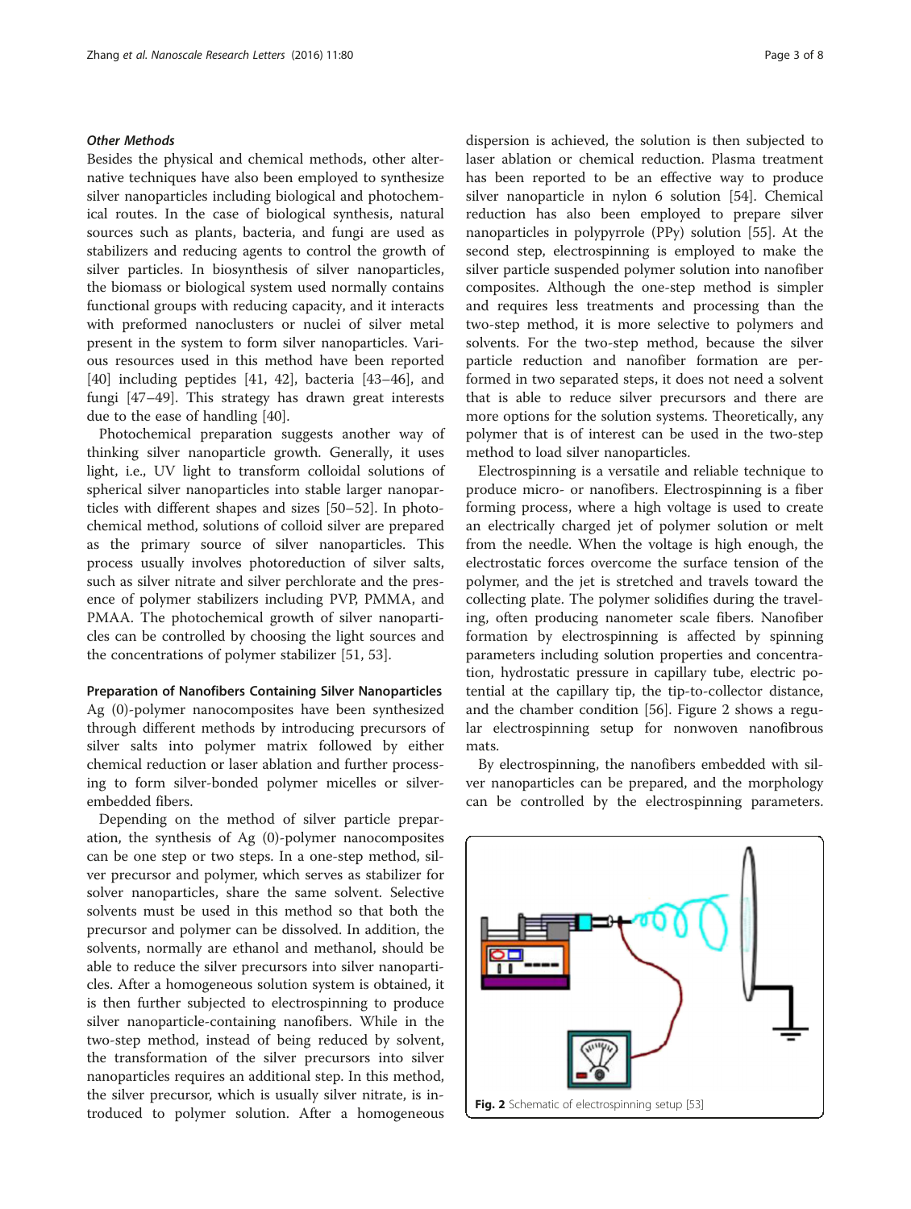### Other Methods

Besides the physical and chemical methods, other alternative techniques have also been employed to synthesize silver nanoparticles including biological and photochemical routes. In the case of biological synthesis, natural sources such as plants, bacteria, and fungi are used as stabilizers and reducing agents to control the growth of silver particles. In biosynthesis of silver nanoparticles, the biomass or biological system used normally contains functional groups with reducing capacity, and it interacts with preformed nanoclusters or nuclei of silver metal present in the system to form silver nanoparticles. Various resources used in this method have been reported [40] including peptides [41, 42], bacteria [43–46], and fungi [47–49]. This strategy has drawn great interests due to the ease of handling [40].

Photochemical preparation suggests another way of thinking silver nanoparticle growth. Generally, it uses light, i.e., UV light to transform colloidal solutions of spherical silver nanoparticles into stable larger nanoparticles with different shapes and sizes [50–52]. In photochemical method, solutions of colloid silver are prepared as the primary source of silver nanoparticles. This process usually involves photoreduction of silver salts, such as silver nitrate and silver perchlorate and the presence of polymer stabilizers including PVP, PMMA, and PMAA. The photochemical growth of silver nanoparticles can be controlled by choosing the light sources and the concentrations of polymer stabilizer [51, 53].

## Preparation of Nanofibers Containing Silver Nanoparticles

Ag (0)-polymer nanocomposites have been synthesized through different methods by introducing precursors of silver salts into polymer matrix followed by either chemical reduction or laser ablation and further processing to form silver-bonded polymer micelles or silver-embedded fibers.

Depending on the method of silver particle preparation, the synthesis of Ag (0)-polymer nanocomposites can be one step or two steps. In a one-step method, silver precursor and polymer, which serves as stabilizer for solver nanoparticles, share the same solvent. Selective solvents must be used in this method so that both the precursor and polymer can be dissolved. In addition, the solvents, normally are ethanol and methanol, should be able to reduce the silver precursors into silver nanoparticles. After a homogeneous solution system is obtained, it is then further subjected to electrospinning to produce silver nanoparticle-containing nanofibers. While in the two-step method, instead of being reduced by solvent, the transformation of the silver precursors into silver nanoparticles requires an additional step. In this method, the silver precursor, which is usually silver nitrate, is introduced to polymer solution. After a homogeneous dispersion is achieved, the solution is then subjected to laser ablation or chemical reduction. Plasma treatment has been reported to be an effective way to produce silver nanoparticle in nylon 6 solution [54]. Chemical reduction has also been employed to prepare silver nanoparticles in polypyrrole (PPy) solution [55]. At the second step, electrospinning is employed to make the silver particle suspended polymer solution into nanofiber composites. Although the one-step method is simpler and requires less treatments and processing than the two-step method, it is more selective to polymers and solvents. For the two-step method, because the silver particle reduction and nanofiber formation are performed in two separated steps, it does not need a solvent that is able to reduce silver precursors and there are more options for the solution systems. Theoretically, any polymer that is of interest can be used in the two-step method to load silver nanoparticles.

Electrospinning is a versatile and reliable technique to produce micro- or nanofibers. Electrospinning is a fiber forming process, where a high voltage is used to create an electrically charged jet of polymer solution or melt from the needle. When the voltage is high enough, the electrostatic forces overcome the surface tension of the polymer, and the jet is stretched and travels toward the collecting plate. The polymer solidifies during the traveling, often producing nanometer scale fibers. Nanofiber formation by electrospinning is affected by spinning parameters including solution properties and concentration, hydrostatic pressure in capillary tube, electric potential at the capillary tip, the tip-to-collector distance, and the chamber condition [56]. Figure 2 shows a regular electrospinning setup for nonwoven nanofibrous mats.

By electrospinning, the nanofibers embedded with silver nanoparticles can be prepared, and the morphology can be controlled by the electrospinning parameters.

**Fig. 2** Schematic of electrospinning setup [53]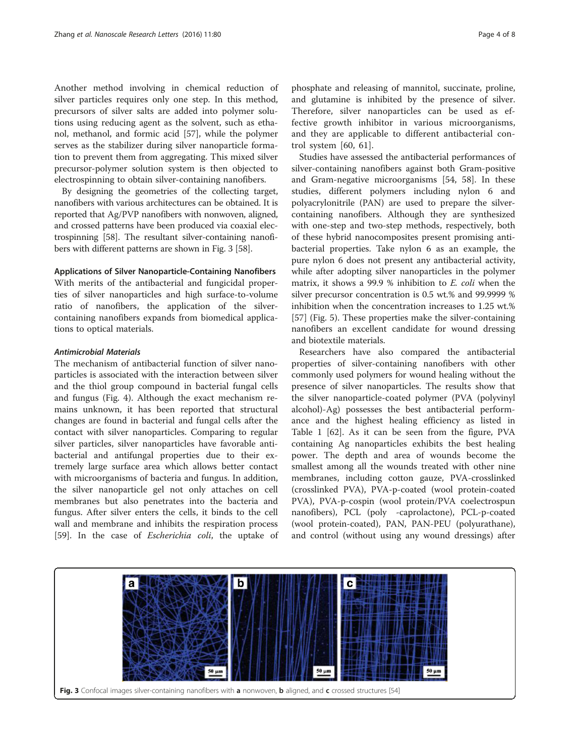Another method involving in chemical reduction of silver particles requires only one step. In this method, precursors of silver salts are added into polymer solutions using reducing agent as the solvent, such as ethanol, methanol, and formic acid [57], while the polymer serves as the stabilizer during silver nanoparticle formation to prevent them from aggregating. This mixed silver precursor-polymer solution system is then objected to electrospinning to obtain silver-containing nanofibers.

By designing the geometries of the collecting target, nanofibers with various architectures can be obtained. It is reported that Ag/PVP nanofibers with nonwoven, aligned, and crossed patterns have been produced via coaxial electrospinning [58]. The resultant silver-containing nanofibers with different patterns are shown in Fig. 3 [58].

### Applications of Silver Nanoparticle-Containing Nanofibers

With merits of the antibacterial and fungicidal properties of silver nanoparticles and high surface-to-volume ratio of nanofibers, the application of the silver-containing nanofibers expands from biomedical applications to optical materials.

#### *Antimicrobial Materials*

The mechanism of antibacterial function of silver nanoparticles is associated with the interaction between silver and the thiol group compound in bacterial fungal cells and fungus (Fig. 4). Although the exact mechanism remains unknown, it has been reported that structural changes are found in bacterial and fungal cells after the contact with silver nanoparticles. Comparing to regular silver particles, silver nanoparticles have favorable antibacterial and antifungal properties due to their extremely large surface area which allows better contact with microorganisms of bacteria and fungus. In addition, the silver nanoparticle gel not only attaches on cell membranes but also penetrates into the bacteria and fungus. After silver enters the cells, it binds to the cell wall and membrane and inhibits the respiration process [59]. In the case of *Escherichia coli*, the uptake of phosphate and releasing of mannitol, succinate, proline, and glutamine is inhibited by the presence of silver. Therefore, silver nanoparticles can be used as effective growth inhibitor in various microorganisms, and they are applicable to different antibacterial control system [60, 61].

Studies have assessed the antibacterial performances of silver-containing nanofibers against both Gram-positive and Gram-negative microorganisms [54, 58]. In these studies, different polymers including nylon 6 and polyacrylonitrile (PAN) are used to prepare the silver-containing nanofibers. Although they are synthesized with one-step and two-step methods, respectively, both of these hybrid nanocomposites present promising antibacterial properties. Take nylon 6 as an example, the pure nylon 6 does not present any antibacterial activity, while after adopting silver nanoparticles in the polymer matrix, it shows a 99.9 % inhibition to *E. coli* when the silver precursor concentration is 0.5 wt.% and 99.9999 % inhibition when the concentration increases to 1.25 wt.% [57] (Fig. 5). These properties make the silver-containing nanofibers an excellent candidate for wound dressing and biotextile materials.

Researchers have also compared the antibacterial properties of silver-containing nanofibers with other commonly used polymers for wound healing without the presence of silver nanoparticles. The results show that the silver nanoparticle-coated polymer (PVA (polyvinyl alcohol)-Ag) possesses the best antibacterial performance and the highest healing efficiency as listed in Table 1 [62]. As it can be seen from the figure, PVA containing Ag nanoparticles exhibits the best healing power. The depth and area of wounds become the smallest among all the wounds treated with other nine membranes, including cotton gauze, PVA-crosslinked (crosslinked PVA), PVA-p-coated (wool protein-coated PVA), PVA-p-cospin (wool protein/PVA coelectrospun nanofibers), PCL (poly -caprolactone), PCL-p-coated (wool protein-coated), PAN, PAN-PEU (polyurathane), and control (without using any wound dressings) after

Fig. 3 Confocal images silver-containing nanofibers with **a** nonwoven, **b** aligned, and **c** crossed structures [54]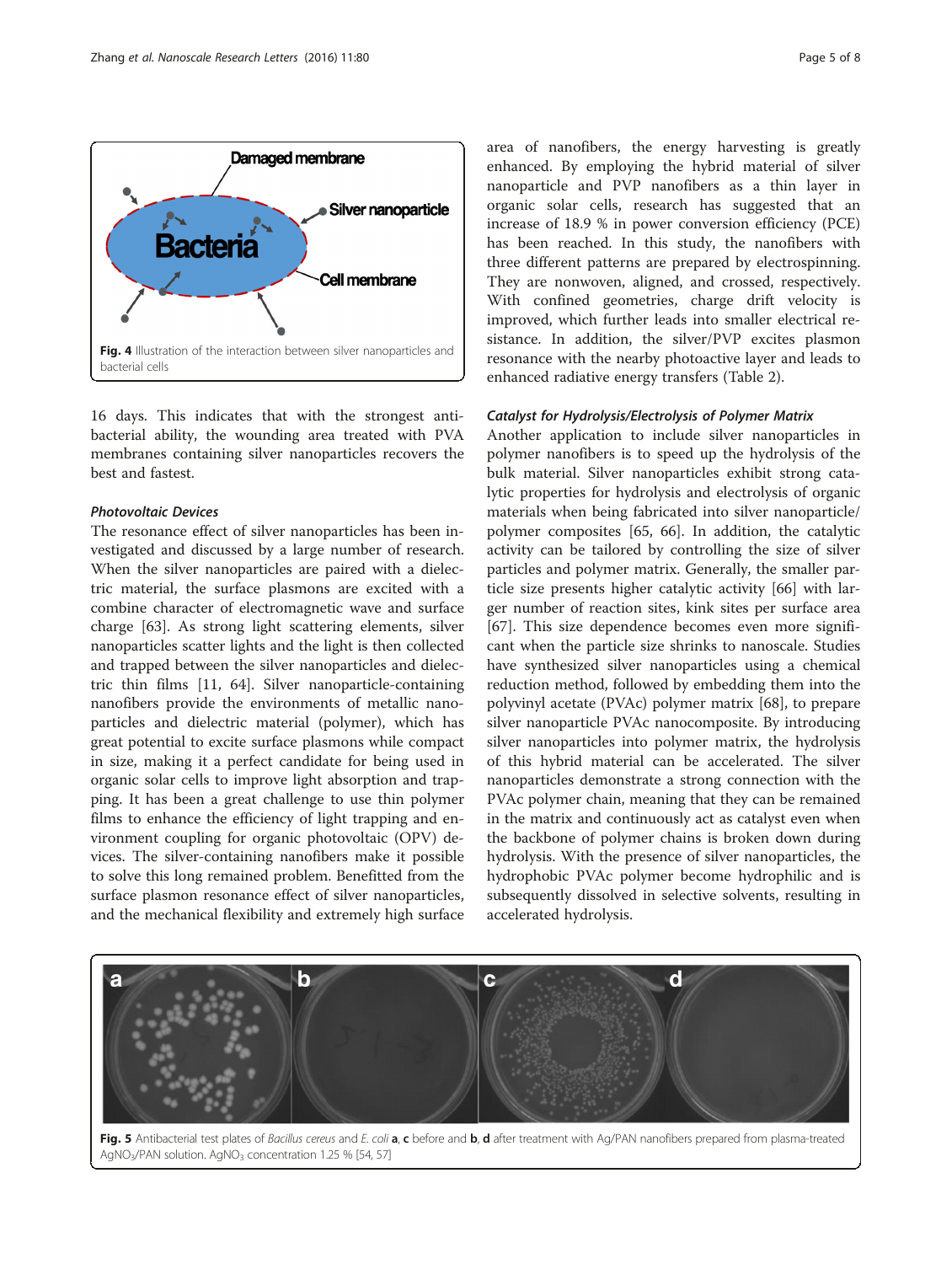Fig. 4 Illustration of the interaction between silver nanoparticles and bacterial cells

16 days. This indicates that with the strongest antibacterial ability, the wounding area treated with PVA membranes containing silver nanoparticles recovers the best and fastest.

#### *Photovoltaic Devices*

The resonance effect of silver nanoparticles has been investigated and discussed by a large number of research. When the silver nanoparticles are paired with a dielectric material, the surface plasmons are excited with a combine character of electromagnetic wave and surface charge [63]. As strong light scattering elements, silver nanoparticles scatter lights and the light is then collected and trapped between the silver nanoparticles and dielectric thin films [11, 64]. Silver nanoparticle-containing nanofibers provide the environments of metallic nanoparticles and dielectric material (polymer), which has great potential to excite surface plasmons while compact in size, making it a perfect candidate for being used in organic solar cells to improve light absorption and trapping. It has been a great challenge to use thin polymer films to enhance the efficiency of light trapping and environment coupling for organic photovoltaic (OPV) devices. The silver-containing nanofibers make it possible to solve this long remained problem. Benefitted from the surface plasmon resonance effect of silver nanoparticles, and the mechanical flexibility and extremely high surface area of nanofibers, the energy harvesting is greatly enhanced. By employing the hybrid material of silver nanoparticle and PVP nanofibers as a thin layer in organic solar cells, research has suggested that an increase of 18.9 % in power conversion efficiency (PCE) has been reached. In this study, the nanofibers with three different patterns are prepared by electrospinning. They are nonwoven, aligned, and crossed, respectively. With confined geometries, charge drift velocity is improved, which further leads into smaller electrical resistance. In addition, the silver/PVP excites plasmon resonance with the nearby photoactive layer and leads to enhanced radiative energy transfers (Table 2).

#### *Catalyst for Hydrolysis/Electrolysis of Polymer Matrix*

Another application to include silver nanoparticles in polymer nanofibers is to speed up the hydrolysis of the bulk material. Silver nanoparticles exhibit strong catalytic properties for hydrolysis and electrolysis of organic materials when being fabricated into silver nanoparticle/polymer composites [65, 66]. In addition, the catalytic activity can be tailored by controlling the size of silver particles and polymer matrix. Generally, the smaller particle size presents higher catalytic activity [66] with larger number of reaction sites, kink sites per surface area [67]. This size dependence becomes even more significant when the particle size shrinks to nanoscale. Studies have synthesized silver nanoparticles using a chemical reduction method, followed by embedding them into the polyvinyl acetate (PVAc) polymer matrix [68], to prepare silver nanoparticle PVAc nanocomposite. By introducing silver nanoparticles into polymer matrix, the hydrolysis of this hybrid material can be accelerated. The silver nanoparticles demonstrate a strong connection with the PVAc polymer chain, meaning that they can be remained in the matrix and continuously act as catalyst even when the backbone of polymer chains is broken down during hydrolysis. With the presence of silver nanoparticles, the hydrophobic PVAc polymer become hydrophilic and is subsequently dissolved in selective solvents, resulting in accelerated hydrolysis.

Fig. 5 Antibacterial test plates of *Bacillus cereus* and *E. coli* **a**, **c** before and **b**, **d** after treatment with Ag/PAN nanofibers prepared from plasma-treated $AgNO_3$/PAN solution. $AgNO_3$ concentration 1.25 % [54, 57]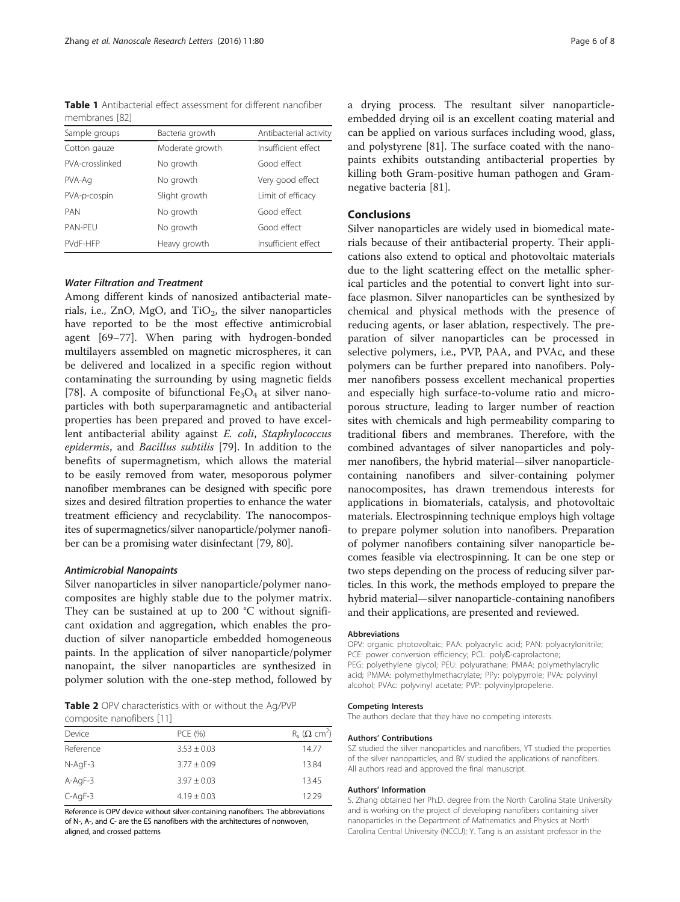**Table 1** Antibacterial effect assessment for different nanofiber membranes [82]

| Sample groups | Bacteria growth | Antibacterial activity |
|---|---|---|
| Cotton gauze | Moderate growth | Insufficient effect |
| PVA-crosslinked | No growth | Good effect |
| PVA-Ag | No growth | Very good effect |
| PVA-p-cospin | Slight growth | Limit of efficacy |
| PAN | No growth | Good effect |
| PAN-PEU | No growth | Good effect |
| PVdF-HFP | Heavy growth | Insufficient effect |

#### *Water Filtration and Treatment*

Among different kinds of nanosized antibacterial materials, i.e., ZnO, MgO, and $TiO_2$, the silver nanoparticles have reported to be the most effective antimicrobial agent [69–77]. When paring with hydrogen-bonded multilayers assembled on magnetic microspheres, it can be delivered and localized in a specific region without contaminating the surrounding by using magnetic fields [78]. A composite of bifunctional $Fe_3O_4$ at silver nanoparticles with both superparamagnetic and antibacterial properties has been prepared and proved to have excellent antibacterial ability against *E. coli*, *Staphylococcus epidermis*, and *Bacillus subtilis* [79]. In addition to the benefits of supermagnetism, which allows the material to be easily removed from water, mesoporous polymer nanofiber membranes can be designed with specific pore sizes and desired filtration properties to enhance the water treatment efficiency and recyclability. The nanocomposites of supermagnetics/silver nanoparticle/polymer nanofiber can be a promising water disinfectant [79, 80].

#### *Antimicrobial Nanopaints*

Silver nanoparticles in silver nanoparticle/polymer nanocomposites are highly stable due to the polymer matrix. They can be sustained at up to 200 °C without significant oxidation and aggregation, which enables the production of silver nanoparticle embedded homogeneous paints. In the application of silver nanoparticle/polymer nanopaint, the silver nanoparticles are synthesized in polymer solution with the one-step method, followed by a drying process. The resultant silver nanoparticle-embedded drying oil is an excellent coating material and can be applied on various surfaces including wood, glass, and polystyrene [81]. The surface coated with the nanopaints exhibits outstanding antibacterial properties by killing both Gram-positive human pathogen and Gram-negative bacteria [81].

**Table 2** OPV characteristics with or without the Ag/PVP composite nanofibers [11]

| Device | PCE (%) | $R_s$ ($\Omega$ cm$^2$) |
|---|---|---|
| Reference | 3.53 ± 0.03 | 14.77 |
| N-AgF-3 | 3.77 ± 0.09 | 13.84 |
| A-AgF-3 | 3.97 ± 0.03 | 13.45 |
| C-AgF-3 | 4.19 ± 0.03 | 12.29 |

Reference is OPV device without silver-containing nanofibers. The abbreviations of N-, A-, and C- are the ES nanofibers with the architectures of nonwoven, aligned, and crossed patterns

## Conclusions

Silver nanoparticles are widely used in biomedical materials because of their antibacterial property. Their applications also extend to optical and photovoltaic materials due to the light scattering effect on the metallic spherical particles and the potential to convert light into surface plasmon. Silver nanoparticles can be synthesized by chemical and physical methods with the presence of reducing agents, or laser ablation, respectively. The preparation of silver nanoparticles can be processed in selective polymers, i.e., PVP, PAA, and PVAc, and these polymers can be further prepared into nanofibers. Polymer nanofibers possess excellent mechanical properties and especially high surface-to-volume ratio and microporous structure, leading to larger number of reaction sites with chemicals and high permeability comparing to traditional fibers and membranes. Therefore, with the combined advantages of silver nanoparticles and polymer nanofibers, the hybrid material—silver nanoparticle-containing nanofibers and silver-containing polymer nanocomposites, has drawn tremendous interests for applications in biomaterials, catalysis, and photovoltaic materials. Electrospinning technique employs high voltage to prepare polymer solution into nanofibers. Preparation of polymer nanofibers containing silver nanoparticle becomes feasible via electrospinning. It can be one step or two steps depending on the process of reducing silver particles. In this work, the methods employed to prepare the hybrid material—silver nanoparticle-containing nanofibers and their applications, are presented and reviewed.

#### Abbreviations

OPV: organic photovoltaic; PAA: polyacrylic acid; PAN: polyacrylonitrile; PCE: power conversion efficiency; PCL: polyƐ-caprolactone; PEG: polyethylene glycol; PEU: polyurathane; PMAA: polymethylacrylic acid; PMMA: polymethylmethacrylate; PPy: polypyrrole; PVA: polyvinyl alcohol; PVAc: polyvinyl acetate; PVP: polyvinylpropelene.

#### Competing Interests

The authors declare that they have no competing interests.

#### Authors' Contributions

SZ studied the silver nanoparticles and nanofibers, YT studied the properties of the silver nanoparticles, and BV studied the applications of nanofibers. All authors read and approved the final manuscript.

#### Authors' Information

S. Zhang obtained her Ph.D. degree from the North Carolina State University and is working on the project of developing nanofibers containing silver nanoparticles in the Department of Mathematics and Physics at North Carolina Central University (NCCU); Y. Tang is an assistant professor in the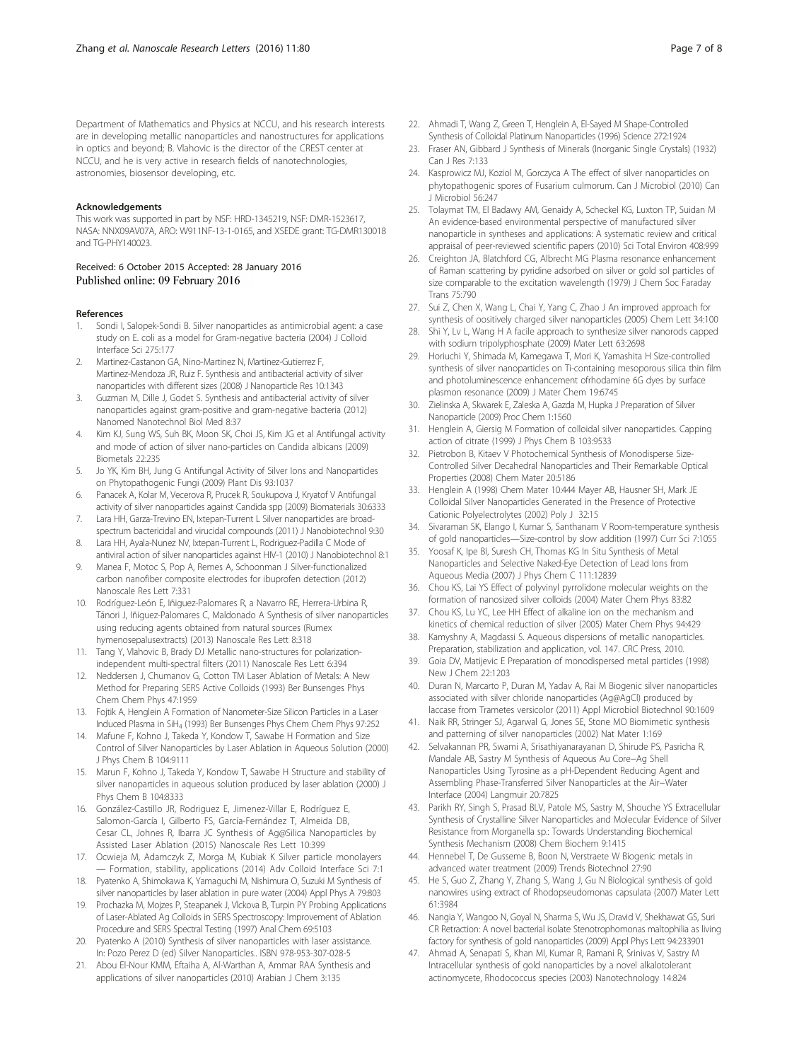Department of Mathematics and Physics at NCCU, and his research interests are in developing metallic nanoparticles and nanostructures for applications in optics and beyond; B. Vlahovic is the director of the CREST center at NCCU, and he is very active in research fields of nanotechnologies, astronomies, biosensor developing, etc.

#### Acknowledgements

This work was supported in part by NSF: HRD-1345219, NSF: DMR-1523617, NASA: NNX09AV07A, ARO: W911NF-13-1-0165, and XSEDE grant: TG-DMR130018 and TG-PHY140023.

Received: 6 October 2015 Accepted: 28 January 2016
Published online: 09 February 2016

#### References

1. Sondi I, Salopek-Sondi B. Silver nanoparticles as antimicrobial agent: a case study on E. coli as a model for Gram-negative bacteria (2004) J Colloid Interface Sci 275:177
2. Martinez-Castanon GA, Nino-Martinez N, Martinez-Gutierrez F, Martinez-Mendoza JR, Ruiz F. Synthesis and antibacterial activity of silver nanoparticles with different sizes (2008) J Nanoparticle Res 10:1343
3. Guzman M, Dille J, Godet S. Synthesis and antibacterial activity of silver nanoparticles against gram-positive and gram-negative bacteria (2012) Nanomed Nanotechnol Biol Med 8:37
4. Kim KJ, Sung WS, Suh BK, Moon SK, Choi JS, Kim JG et al Antifungal activity and mode of action of silver nano-particles on Candida albicans (2009) Biometals 22:235
5. Jo YK, Kim BH, Jung G Antifungal Activity of Silver Ions and Nanoparticles on Phytopathogenic Fungi (2009) Plant Dis 93:1037
6. Panacek A, Kolar M, Vecerova R, Prucek R, Soukupova J, Kryatof V Antifungal activity of silver nanoparticles against Candida spp (2009) Biomaterials 30:6333
7. Lara HH, Garza-Trevino EN, Ixtepan-Turrent L Silver nanoparticles are broad-spectrum bactericidal and virucidal compounds (2011) J Nanobiotechnol 9:30
8. Lara HH, Ayala-Nunez NV, Ixtepan-Turrent L, Rodriguez-Padilla C Mode of antiviral action of silver nanoparticles against HIV-1 (2010) J Nanobiotechnol 8:1
9. Manea F, Motoc S, Pop A, Remes A, Schoonman J Silver-functionalized carbon nanofiber composite electrodes for ibuprofen detection (2012) Nanoscale Res Lett 7:331
10. Rodríguez-León E, Iñiguez-Palomares R, a Navarro RE, Herrera-Urbina R, Tánori J, Iñiguez-Palomares C, Maldonado A Synthesis of silver nanoparticles using reducing agents obtained from natural sources (Rumex hymenosepalusextracts) (2013) Nanoscale Res Lett 8:318
11. Tang Y, Vlahovic B, Brady DJ Metallic nano-structures for polarization-independent multi-spectral filters (2011) Nanoscale Res Lett 6:394
12. Neddersen J, Chumanov G, Cotton TM Laser Ablation of Metals: A New Method for Preparing SERS Active Colloids (1993) Ber Bunsenges Phys Chem Chem Phys 47:1959
13. Fojtik A, Henglein A Formation of Nanometer-Size Silicon Particles in a Laser Induced Plasma in $SiH_4$ (1993) Ber Bunsenges Phys Chem Chem Phys 97:252
14. Mafune F, Kohno J, Takeda Y, Kondow T, Sawabe H Formation and Size Control of Silver Nanoparticles by Laser Ablation in Aqueous Solution (2000) J Phys Chem B 104:9111
15. Marun F, Kohno J, Takeda Y, Kondow T, Sawabe H Structure and stability of silver nanoparticles in aqueous solution produced by laser ablation (2000) J Phys Chem B 104:8333
16. González-Castillo JR, Rodriguez E, Jimenez-Villar E, Rodríguez E, Salomon-García I, Gilberto FS, García-Fernández T, Almeida DB, Cesar CL, Johnes R, Ibarra JC Synthesis of Ag@Silica Nanoparticles by Assisted Laser Ablation (2015) Nanoscale Res Lett 10:399
17. Ocwieja M, Adamczyk Z, Morga M, Kubiak K Silver particle monolayers — Formation, stability, applications (2014) Adv Colloid Interface Sci 7:1
18. Pyatenko A, Shimokawa K, Yamaguchi M, Nishimura O, Suzuki M Synthesis of silver nanoparticles by laser ablation in pure water (2004) Appl Phys A 79:803
19. Prochazka M, Mojzes P, Steapanek J, Vlckova B, Turpin PY Probing Applications of Laser-Ablated Ag Colloids in SERS Spectroscopy: Improvement of Ablation Procedure and SERS Spectral Testing (1997) Anal Chem 69:5103
20. Pyatenko A (2010) Synthesis of silver nanoparticles with laser assistance. In: Pozo Perez D (ed) Silver Nanoparticles.. ISBN 978-953-307-028-5
21. Abou El-Nour KMM, Eftaiha A, Al-Warthan A, Ammar RAA Synthesis and applications of silver nanoparticles (2010) Arabian J Chem 3:135
22. Ahmadi T, Wang Z, Green T, Henglein A, El-Sayed M Shape-Controlled Synthesis of Colloidal Platinum Nanoparticles (1996) Science 272:1924
23. Fraser AN, Gibbard J Synthesis of Minerals (Inorganic Single Crystals) (1932) Can J Res 7:133
24. Kasprowicz MJ, Koziol M, Gorczyca A The effect of silver nanoparticles on phytopathogenic spores of Fusarium culmorum. Can J Microbiol (2010) Can J Microbiol 56:247
25. Tolaymat TM, El Badawy AM, Genaidy A, Scheckel KG, Luxton TP, Suidan M An evidence-based environmental perspective of manufactured silver nanoparticle in syntheses and applications: A systematic review and critical appraisal of peer-reviewed scientific papers (2010) Sci Total Environ 408:999
26. Creighton JA, Blatchford CG, Albrecht MG Plasma resonance enhancement of Raman scattering by pyridine adsorbed on silver or gold sol particles of size comparable to the excitation wavelength (1979) J Chem Soc Faraday Trans 75:790
27. Sui Z, Chen X, Wang L, Chai Y, Yang C, Zhao J An improved approach for synthesis of oositively charged silver nanoparticles (2005) Chem Lett 34:100
28. Shi Y, Lv L, Wang H A facile approach to synthesize silver nanorods capped with sodium tripolyphosphate (2009) Mater Lett 63:2698
29. Horiuchi Y, Shimada M, Kamegawa T, Mori K, Yamashita H Size-controlled synthesis of silver nanoparticles on Ti-containing mesoporous silica thin film and photoluminescence enhancement ofrhodamine 6G dyes by surface plasmon resonance (2009) J Mater Chem 19:6745
30. Zielinska A, Skwarek E, Zaleska A, Gazda M, Hupka J Preparation of Silver Nanoparticle (2009) Proc Chem 1:1560
31. Henglein A, Giersig M Formation of colloidal silver nanoparticles. Capping action of citrate (1999) J Phys Chem B 103:9533
32. Pietrobon B, Kitaev V Photochemical Synthesis of Monodisperse Size-Controlled Silver Decahedral Nanoparticles and Their Remarkable Optical Properties (2008) Chem Mater 20:5186
33. Henglein A (1998) Chem Mater 10:444 Mayer AB, Hausner SH, Mark JE Colloidal Silver Nanoparticles Generated in the Presence of Protective Cationic Polyelectrolytes (2002) Poly J 32:15
34. Sivaraman SK, Elango I, Kumar S, Santhanam V Room-temperature synthesis of gold nanoparticles—Size-control by slow addition (1997) Curr Sci 7:1055
35. Yoosaf K, Ipe BI, Suresh CH, Thomas KG In Situ Synthesis of Metal Nanoparticles and Selective Naked-Eye Detection of Lead Ions from Aqueous Media (2007) J Phys Chem C 111:12839
36. Chou KS, Lai YS Effect of polyvinyl pyrrolidone molecular weights on the formation of nanosized silver colloids (2004) Mater Chem Phys 83:82
37. Chou KS, Lu YC, Lee HH Effect of alkaline ion on the mechanism and kinetics of chemical reduction of silver (2005) Mater Chem Phys 94:429
38. Kamyshny A, Magdassi S. Aqueous dispersions of metallic nanoparticles. Preparation, stabilization and application, vol. 147. CRC Press, 2010.
39. Goia DV, Matijevic E Preparation of monodispersed metal particles (1998) New J Chem 22:1203
40. Duran N, Marcarto P, Duran M, Yadav A, Rai M Biogenic silver nanoparticles associated with silver chloride nanoparticles (Ag@AgCl) produced by laccase from Trametes versicolor (2011) Appl Microbiol Biotechnol 90:1609
41. Naik RR, Stringer SJ, Agarwal G, Jones SE, Stone MO Biomimetic synthesis and patterning of silver nanoparticles (2002) Nat Mater 1:169
42. Selvakannan PR, Swami A, Srisathiyanarayanan D, Shirude PS, Pasricha R, Mandale AB, Sastry M Synthesis of Aqueous Au Core–Ag Shell Nanoparticles Using Tyrosine as a pH-Dependent Reducing Agent and Assembling Phase-Transferred Silver Nanoparticles at the Air–Water Interface (2004) Langmuir 20:7825
43. Parikh RY, Singh S, Prasad BLV, Patole MS, Sastry M, Shouche YS Extracellular Synthesis of Crystalline Silver Nanoparticles and Molecular Evidence of Silver Resistance from Morganella sp.: Towards Understanding Biochemical Synthesis Mechanism (2008) Chem Biochem 9:1415
44. Hennebel T, De Gusseme B, Boon N, Verstraete W Biogenic metals in advanced water treatment (2009) Trends Biotechnol 27:90
45. He S, Guo Z, Zhang Y, Zhang S, Wang J, Gu N Biological synthesis of gold nanowires using extract of Rhodopseudomonas capsulata (2007) Mater Lett 61:3984
46. Nangia Y, Wangoo N, Goyal N, Sharma S, Wu JS, Dravid V, Shekhawat GS, Suri CR Retraction: A novel bacterial isolate Stenotrophomonas maltophilia as living factory for synthesis of gold nanoparticles (2009) Appl Phys Lett 94:233901
47. Ahmad A, Senapati S, Khan MI, Kumar R, Ramani R, Srinivas V, Sastry M Intracellular synthesis of gold nanoparticles by a novel alkalotolerant actinomycete, Rhodococcus species (2003) Nanotechnology 14:824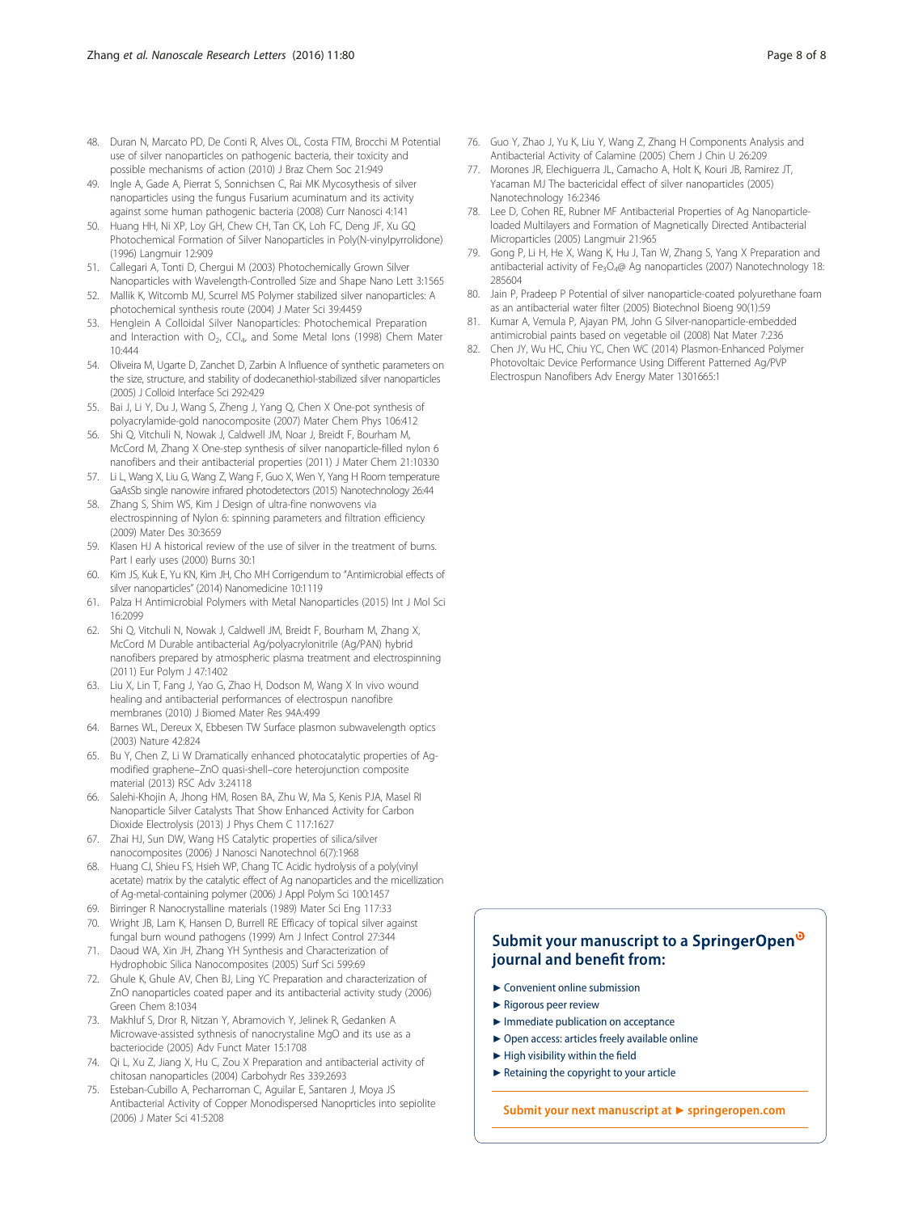48. Duran N, Marcato PD, De Conti R, Alves OL, Costa FTM, Brocchi M Potential use of silver nanoparticles on pathogenic bacteria, their toxicity and possible mechanisms of action (2010) J Braz Chem Soc 21:949
49. Ingle A, Gade A, Pierrat S, Sonnichsen C, Rai MK Mycosynthesis of silver nanoparticles using the fungus Fusarium acuminatum and its activity against some human pathogenic bacteria (2008) Curr Nanosci 4:141
50. Huang HH, Ni XP, Loy GH, Chew CH, Tan CK, Loh FC, Deng JF, Xu GQ Photochemical Formation of Silver Nanoparticles in Poly(N-vinylpyrrolidone) (1996) Langmuir 12:909
51. Callegari A, Tonti D, Chergui M (2003) Photochemically Grown Silver Nanoparticles with Wavelength-Controlled Size and Shape Nano Lett 3:1565
52. Mallik K, Witcomb MJ, Scurrel MS Polymer stabilized silver nanoparticles: A photochemical synthesis route (2004) J Mater Sci 39:4459
53. Henglein A Colloidal Silver Nanoparticles: Photochemical Preparation and Interaction with $O_2$, $CCl_4$, and Some Metal Ions (1998) Chem Mater 10:444
54. Oliveira M, Ugarte D, Zanchet D, Zarbin A Influence of synthetic parameters on the size, structure, and stability of dodecanethiol-stabilized silver nanoparticles (2005) J Colloid Interface Sci 292:429
55. Bai J, Li Y, Du J, Wang S, Zheng J, Yang Q, Chen X One-pot synthesis of polyacrylamide-gold nanocomposite (2007) Mater Chem Phys 106:412
56. Shi Q, Vitchuli N, Nowak J, Caldwell JM, Noar J, Breidt F, Bourham M, McCord M, Zhang X One-step synthesis of silver nanoparticle-filled nylon 6 nanofibers and their antibacterial properties (2011) J Mater Chem 21:10330
57. Li L, Wang X, Liu G, Wang Z, Wang F, Guo X, Wen Y, Yang H Room temperature GaAsSb single nanowire infrared photodetectors (2015) Nanotechnology 26:44
58. Zhang S, Shim WS, Kim J Design of ultra-fine nonwovens via electrospinning of Nylon 6: spinning parameters and filtration efficiency (2009) Mater Des 30:3659
59. Klasen HJ A historical review of the use of silver in the treatment of burns. Part I early uses (2000) Burns 30:1
60. Kim JS, Kuk E, Yu KN, Kim JH, Cho MH Corrigendum to "Antimicrobial effects of silver nanoparticles" (2014) Nanomedicine 10:1119
61. Palza H Antimicrobial Polymers with Metal Nanoparticles (2015) Int J Mol Sci 16:2099
62. Shi Q, Vitchuli N, Nowak J, Caldwell JM, Breidt F, Bourham M, Zhang X, McCord M Durable antibacterial Ag/polyacrylonitrile (Ag/PAN) hybrid nanofibers prepared by atmospheric plasma treatment and electrospinning (2011) Eur Polym J 47:1402
63. Liu X, Lin T, Fang J, Yao G, Zhao H, Dodson M, Wang X In vivo wound healing and antibacterial performances of electrospun nanofibre membranes (2010) J Biomed Mater Res 94A:499
64. Barnes WL, Dereux X, Ebbesen TW Surface plasmon subwavelength optics (2003) Nature 42:824
65. Bu Y, Chen Z, Li W Dramatically enhanced photocatalytic properties of Ag-modified graphene–ZnO quasi-shell–core heterojunction composite material (2013) RSC Adv 3:24118
66. Salehi-Khojin A, Jhong HM, Rosen BA, Zhu W, Ma S, Kenis PJA, Masel RI Nanoparticle Silver Catalysts That Show Enhanced Activity for Carbon Dioxide Electrolysis (2013) J Phys Chem C 117:1627
67. Zhai HJ, Sun DW, Wang HS Catalytic properties of silica/silver nanocomposites (2006) J Nanosci Nanotechnol 6(7):1968
68. Huang CJ, Shieu FS, Hsieh WP, Chang TC Acidic hydrolysis of a poly(vinyl acetate) matrix by the catalytic effect of Ag nanoparticles and the micellization of Ag-metal-containing polymer (2006) J Appl Polym Sci 100:1457
69. Birringer R Nanocrystalline materials (1989) Mater Sci Eng 117:33
70. Wright JB, Lam K, Hansen D, Burrell RE Efficacy of topical silver against fungal burn wound pathogens (1999) Am J Infect Control 27:344
71. Daoud WA, Xin JH, Zhang YH Synthesis and Characterization of Hydrophobic Silica Nanocomposites (2005) Surf Sci 599:69
72. Ghule K, Ghule AV, Chen BJ, Ling YC Preparation and characterization of ZnO nanoparticles coated paper and its antibacterial activity study (2006) Green Chem 8:1034
73. Makhluf S, Dror R, Nitzan Y, Abramovich Y, Jelinek R, Gedanken A Microwave-assisted sythesis of nanocrystaline MgO and its use as a bacteriocide (2005) Adv Funct Mater 15:1708
74. Qi L, Xu Z, Jiang X, Hu C, Zou X Preparation and antibacterial activity of chitosan nanoparticles (2004) Carbohydr Res 339:2693
75. Esteban-Cubillo A, Pecharroman C, Aguilar E, Santaren J, Moya JS Antibacterial Activity of Copper Monodispersed Nanopricles into sepiolite (2006) J Mater Sci 41:5208
76. Guo Y, Zhao J, Yu K, Liu Y, Wang Z, Zhang H Components Analysis and Antibacterial Activity of Calamine (2005) Chem J Chin U 26:209
77. Morones JR, Elechiguerra JL, Camacho A, Holt K, Kouri JB, Ramirez JT, Yacaman MJ The bactericidal effect of silver nanoparticles (2005) Nanotechnology 16:2346
78. Lee D, Cohen RE, Rubner MF Antibacterial Properties of Ag Nanoparticle-loaded Multilayers and Formation of Magnetically Directed Antibacterial Microparticles (2005) Langmuir 21:965
79. Gong P, Li H, He X, Wang K, Hu J, Tan W, Zhang S, Yang X Preparation and antibacterial activity of $Fe_3O_4$@ Ag nanoparticles (2007) Nanotechnology 18: 285604
80. Jain P, Pradeep P Potential of silver nanoparticle-coated polyurethane foam as an antibacterial water filter (2005) Biotechnol Bioeng 90(1):59
81. Kumar A, Vemula P, Ajayan PM, John G Silver-nanoparticle-embedded antimicrobial paints based on vegetable oil (2008) Nat Mater 7:236
82. Chen JY, Wu HC, Chiu YC, Chen WC (2014) Plasmon-Enhanced Polymer Photovoltaic Device Performance Using Different Patterned Ag/PVP Electrospun Nanofibers Adv Energy Mater 1301665:1

**Submit your manuscript to a SpringerOpen journal and benefit from:**

- ► Convenient online submission
- ► Rigorous peer review
- ► Immediate publication on acceptance
- ► Open access: articles freely available online
- ► High visibility within the field
- ► Retaining the copyright to your article

**Submit your next manuscript at ► springeropen.com**